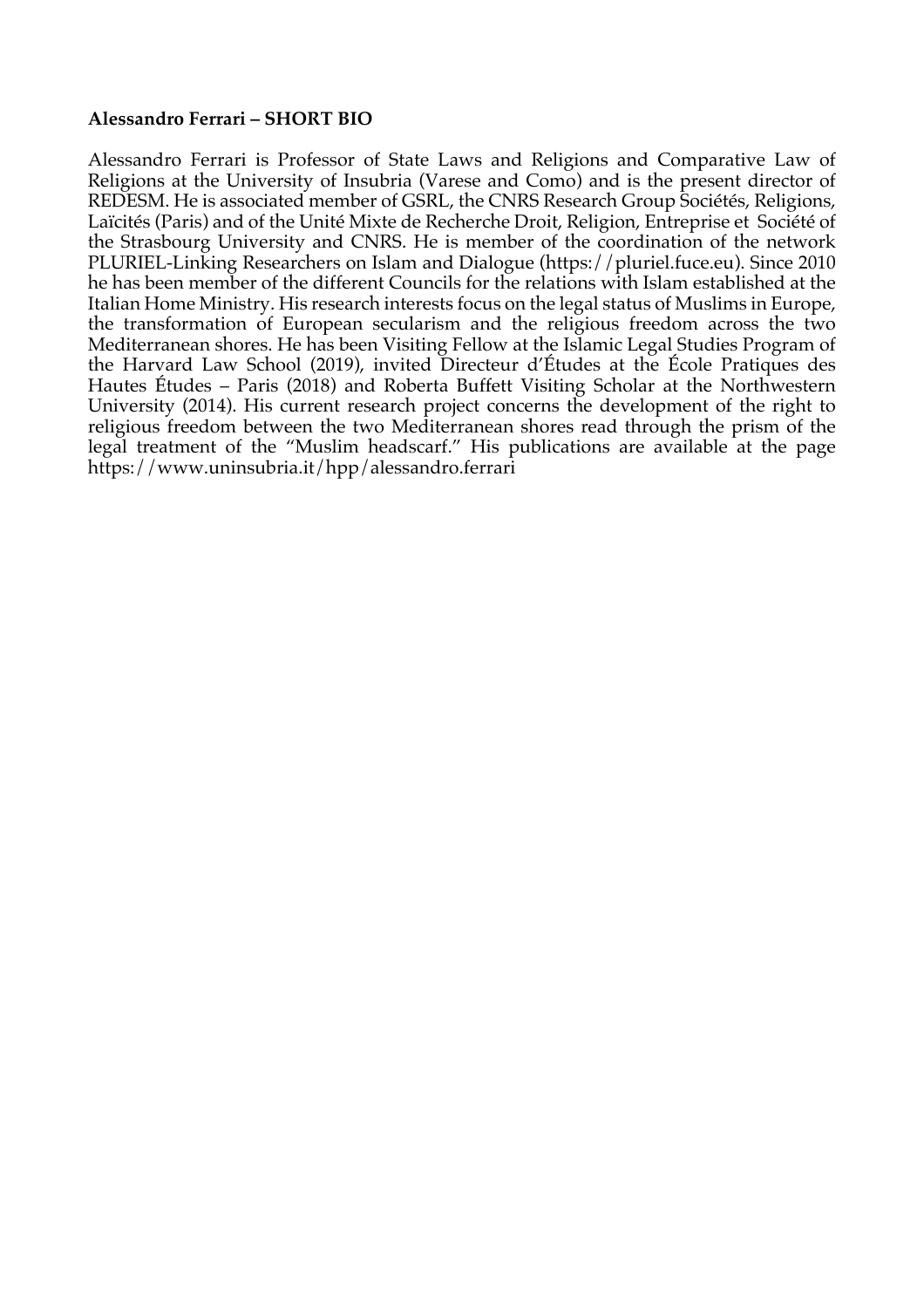**Alessandro Ferrari – SHORT BIO**

Alessandro Ferrari is Professor of State Laws and Religions and Comparative Law of Religions at the University of Insubria (Varese and Como) and is the present director of REDESM. He is associated member of GSRL, the CNRS Research Group Sociétés, Religions, Laïcités (Paris) and of the Unité Mixte de Recherche Droit, Religion, Entreprise et Société of the Strasbourg University and CNRS. He is member of the coordination of the network PLURIEL-Linking Researchers on Islam and Dialogue (https://pluriel.fuce.eu). Since 2010 he has been member of the different Councils for the relations with Islam established at the Italian Home Ministry. His research interests focus on the legal status of Muslims in Europe, the transformation of European secularism and the religious freedom across the two Mediterranean shores. He has been Visiting Fellow at the Islamic Legal Studies Program of the Harvard Law School (2019), invited Directeur d'Études at the École Pratiques des Hautes Études – Paris (2018) and Roberta Buffett Visiting Scholar at the Northwestern University (2014). His current research project concerns the development of the right to religious freedom between the two Mediterranean shores read through the prism of the legal treatment of the "Muslim headscarf." His publications are available at the page https://www.uninsubria.it/hpp/alessandro.ferrari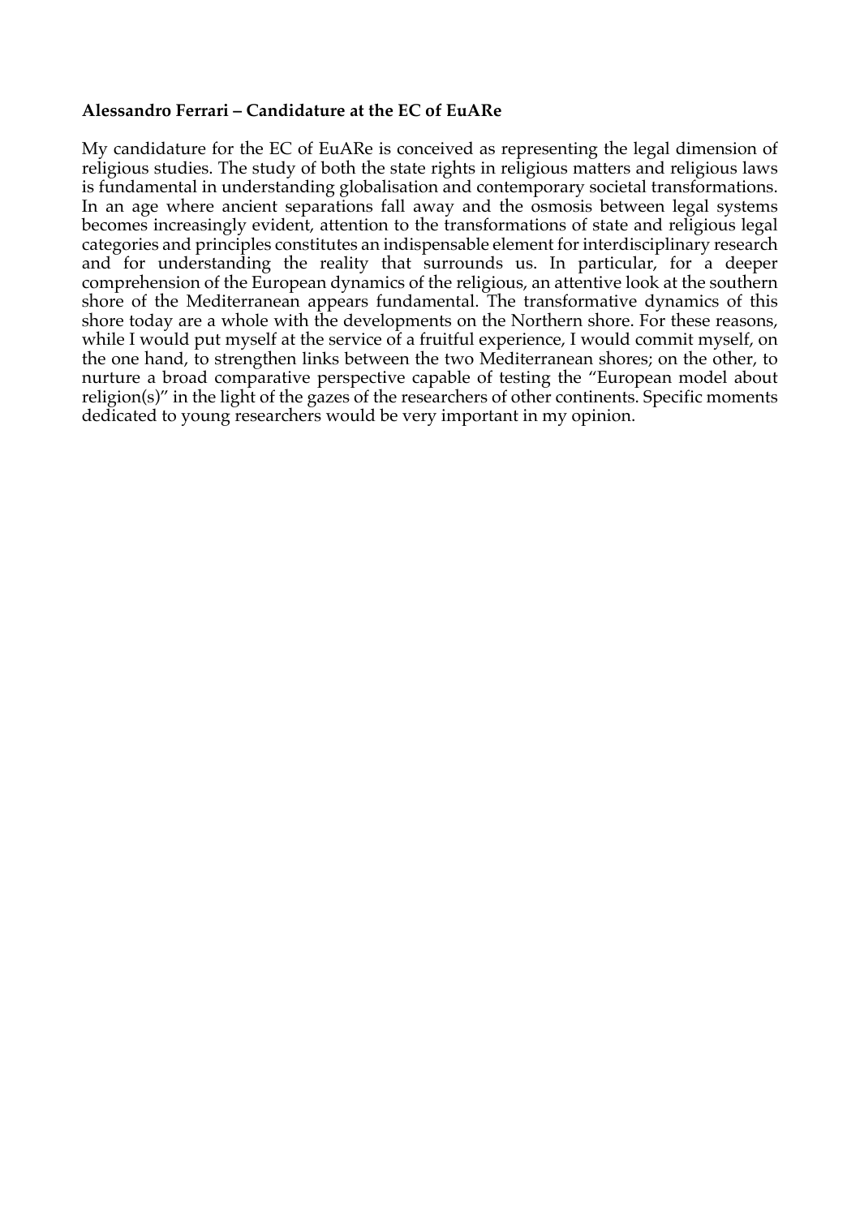**Alessandro Ferrari – Candidature at the EC of EuARe**

My candidature for the EC of EuARe is conceived as representing the legal dimension of religious studies. The study of both the state rights in religious matters and religious laws is fundamental in understanding globalisation and contemporary societal transformations. In an age where ancient separations fall away and the osmosis between legal systems becomes increasingly evident, attention to the transformations of state and religious legal categories and principles constitutes an indispensable element for interdisciplinary research and for understanding the reality that surrounds us. In particular, for a deeper comprehension of the European dynamics of the religious, an attentive look at the southern shore of the Mediterranean appears fundamental. The transformative dynamics of this shore today are a whole with the developments on the Northern shore. For these reasons, while I would put myself at the service of a fruitful experience, I would commit myself, on the one hand, to strengthen links between the two Mediterranean shores; on the other, to nurture a broad comparative perspective capable of testing the "European model about religion(s)" in the light of the gazes of the researchers of other continents. Specific moments dedicated to young researchers would be very important in my opinion.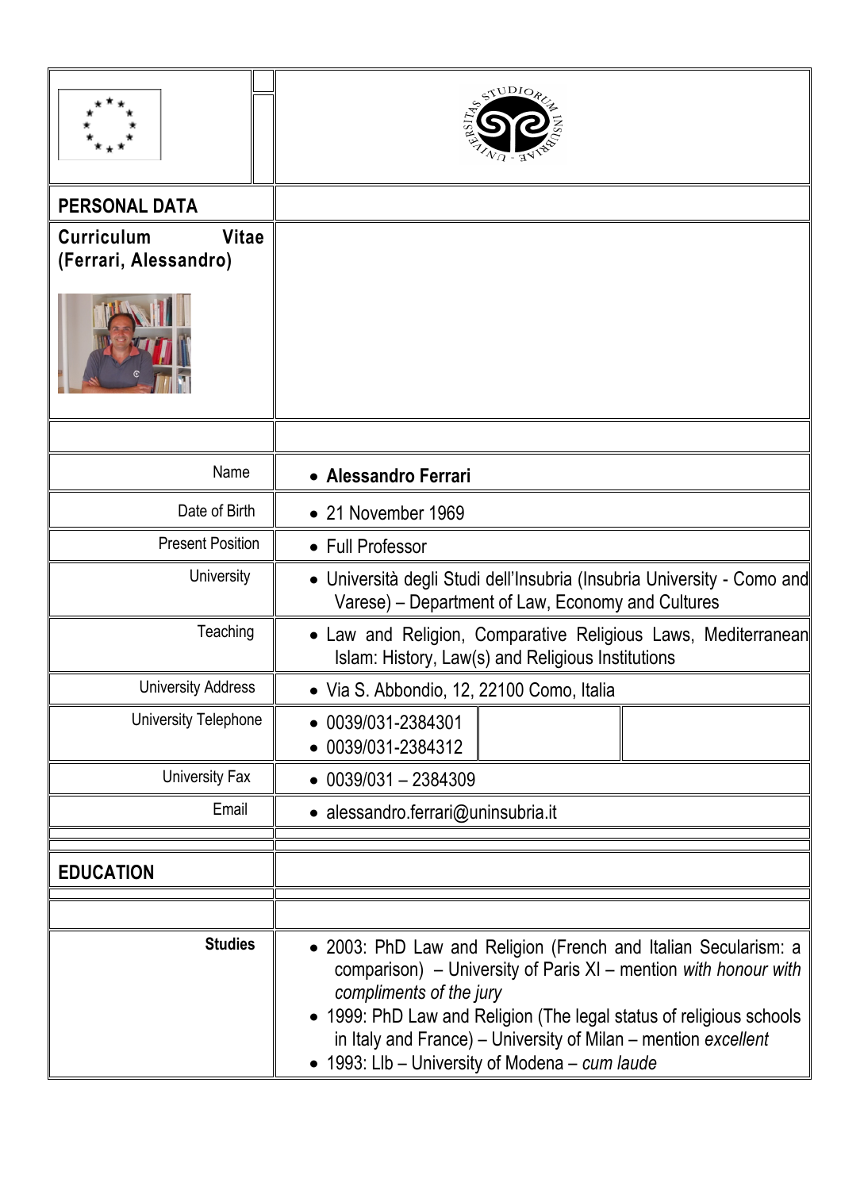## PERSONAL DATA

**Curriculum Vitae (Ferrari, Alessandro)**

| | |
|---|---|
| Name | • **Alessandro Ferrari** |
| Date of Birth | • 21 November 1969 |
| Present Position | • Full Professor |
| University | • Università degli Studi dell'Insubria (Insubria University - Como and Varese) – Department of Law, Economy and Cultures |
| Teaching | • Law and Religion, Comparative Religious Laws, Mediterranean Islam: History, Law(s) and Religious Institutions |
| University Address | • Via S. Abbondio, 12, 22100 Como, Italia |
| University Telephone | • 0039/031-2384301<br>• 0039/031-2384312 |
| University Fax | • 0039/031 – 2384309 |
| Email | • alessandro.ferrari@uninsubria.it |

## EDUCATION

| | |
|---|---|
| **Studies** | • 2003: PhD Law and Religion (French and Italian Secularism: a comparison) – University of Paris XI – mention *with honour with compliments of the jury*<br>• 1999: PhD Law and Religion (The legal status of religious schools in Italy and France) – University of Milan – mention *excellent*<br>• 1993: Llb – University of Modena – *cum laude* |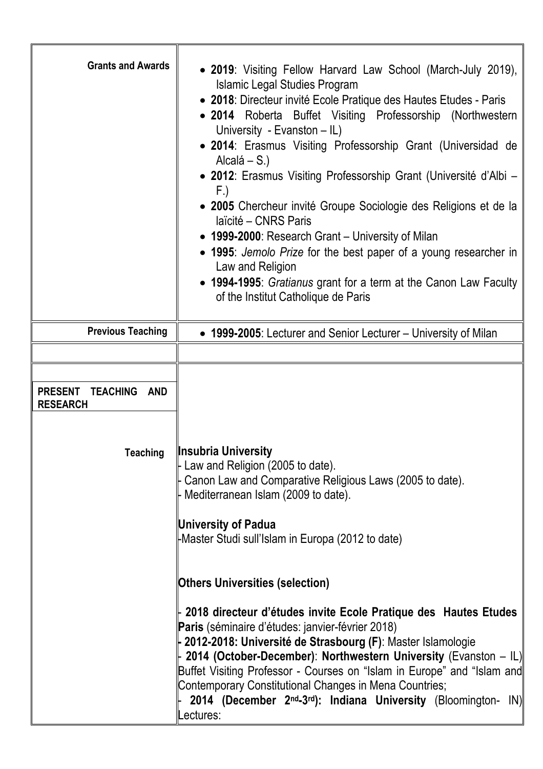| | |
|---|---|
| **Grants and Awards** | • **2019**: Visiting Fellow Harvard Law School (March-July 2019), Islamic Legal Studies Program<br>• **2018**: Directeur invité Ecole Pratique des Hautes Etudes - Paris<br>• **2014** Roberta Buffet Visiting Professorship (Northwestern University - Evanston – IL)<br>• **2014**: Erasmus Visiting Professorship Grant (Universidad de Alcalá – S.)<br>• **2012**: Erasmus Visiting Professorship Grant (Université d'Albi – F.)<br>• **2005** Chercheur invité Groupe Sociologie des Religions et de la laïcité – CNRS Paris<br>• **1999-2000**: Research Grant – University of Milan<br>• **1995**: *Jemolo Prize* for the best paper of a young researcher in Law and Religion<br>• **1994-1995**: *Gratianus* grant for a term at the Canon Law Faculty of the Institut Catholique de Paris |
| **Previous Teaching** | • **1999-2005**: Lecturer and Senior Lecturer – University of Milan |
| | |
| **PRESENT TEACHING AND RESEARCH** | |
| **Teaching** | **Insubria University**<br>- Law and Religion (2005 to date).<br>- Canon Law and Comparative Religious Laws (2005 to date).<br>- Mediterranean Islam (2009 to date).<br><br>**University of Padua**<br>-Master Studi sull'Islam in Europa (2012 to date)<br><br>**Others Universities (selection)**<br><br>- **2018 directeur d'études invite Ecole Pratique des Hautes Etudes Paris** (séminaire d'études: janvier-février 2018)<br>**- 2012-2018: Université de Strasbourg (F)**: Master Islamologie<br>- **2014 (October-December)**: **Northwestern University** (Evanston – IL) Buffet Visiting Professor - Courses on "Islam in Europe" and "Islam and Contemporary Constitutional Changes in Mena Countries;<br>- **2014 (December 2nd-3rd): Indiana University** (Bloomington- IN) Lectures: |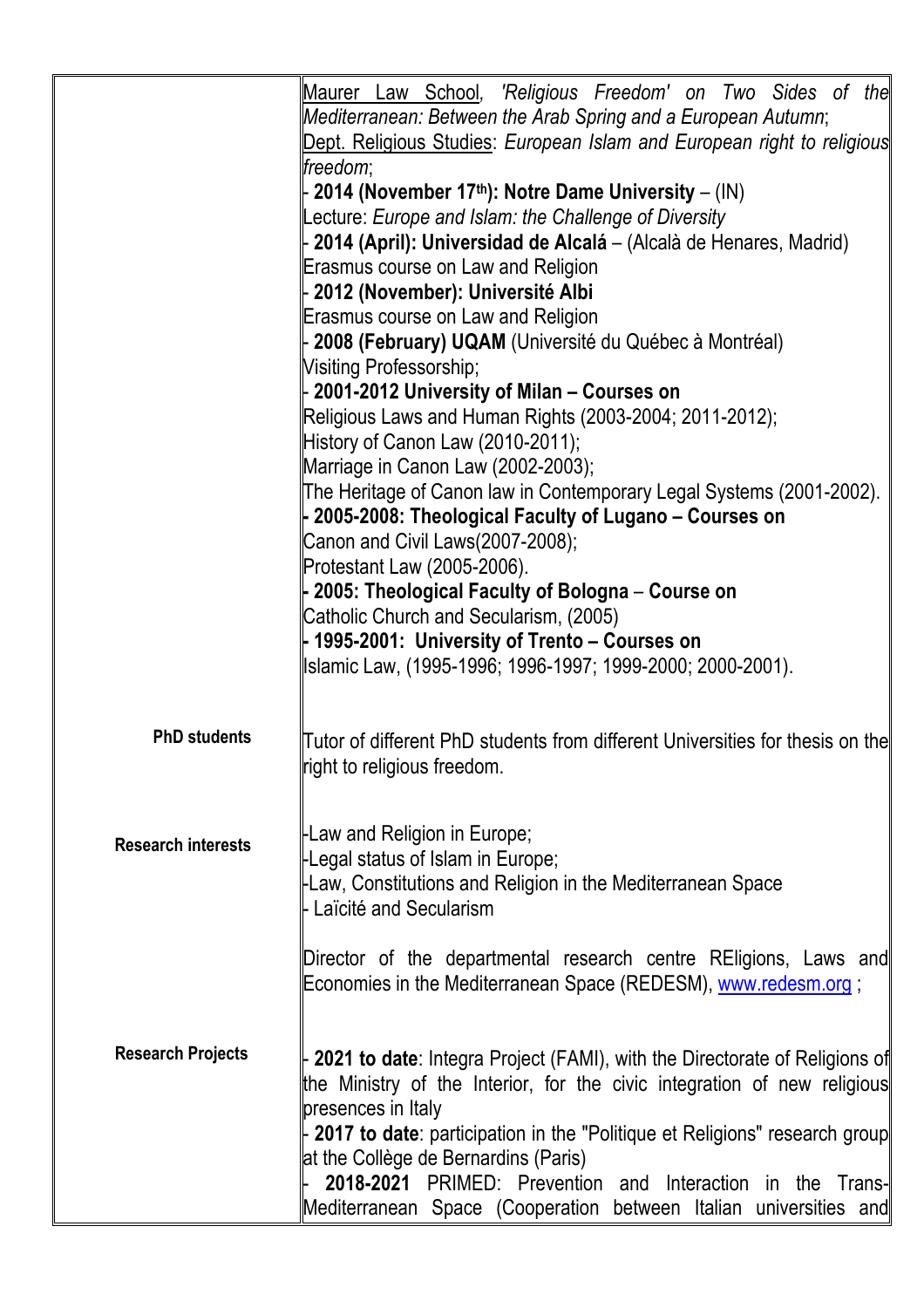| | |
|---|---|
| | <u>Maurer Law School</u>, *'Religious Freedom' on Two Sides of the Mediterranean: Between the Arab Spring and a European Autumn*;<br><u>Dept. Religious Studies</u>: *European Islam and European right to religious freedom*;<br>- **2014 (November 17th): Notre Dame University** – (IN)<br>Lecture: *Europe and Islam: the Challenge of Diversity*<br>- **2014 (April): Universidad de Alcalá** – (Alcalà de Henares, Madrid)<br>Erasmus course on Law and Religion<br>- **2012 (November): Université Albi**<br>Erasmus course on Law and Religion<br>- **2008 (February) UQAM** (Université du Québec à Montréal)<br>Visiting Professorship;<br>- **2001-2012 University of Milan – Courses on**<br>Religious Laws and Human Rights (2003-2004; 2011-2012);<br>History of Canon Law (2010-2011);<br>Marriage in Canon Law (2002-2003);<br>The Heritage of Canon law in Contemporary Legal Systems (2001-2002).<br>**- 2005-2008: Theological Faculty of Lugano – Courses on**<br>Canon and Civil Laws(2007-2008);<br>Protestant Law (2005-2006).<br>**- 2005: Theological Faculty of Bologna** – **Course on**<br>Catholic Church and Secularism, (2005)<br>**- 1995-2001: University of Trento – Courses on**<br>Islamic Law, (1995-1996; 1996-1997; 1999-2000; 2000-2001). |
| **PhD students** | Tutor of different PhD students from different Universities for thesis on the right to religious freedom. |
| **Research interests** | -Law and Religion in Europe;<br>-Legal status of Islam in Europe;<br>-Law, Constitutions and Religion in the Mediterranean Space<br>- Laïcité and Secularism<br><br>Director of the departmental research centre REligions, Laws and Economies in the Mediterranean Space (REDESM), <u>www.redesm.org</u> ; |
| **Research Projects** | - **2021 to date**: Integra Project (FAMI), with the Directorate of Religions of the Ministry of the Interior, for the civic integration of new religious presences in Italy<br>- **2017 to date**: participation in the "Politique et Religions" research group at the Collège de Bernardins (Paris)<br>- **2018-2021** PRIMED: Prevention and Interaction in the Trans-Mediterranean Space (Cooperation between Italian universities and |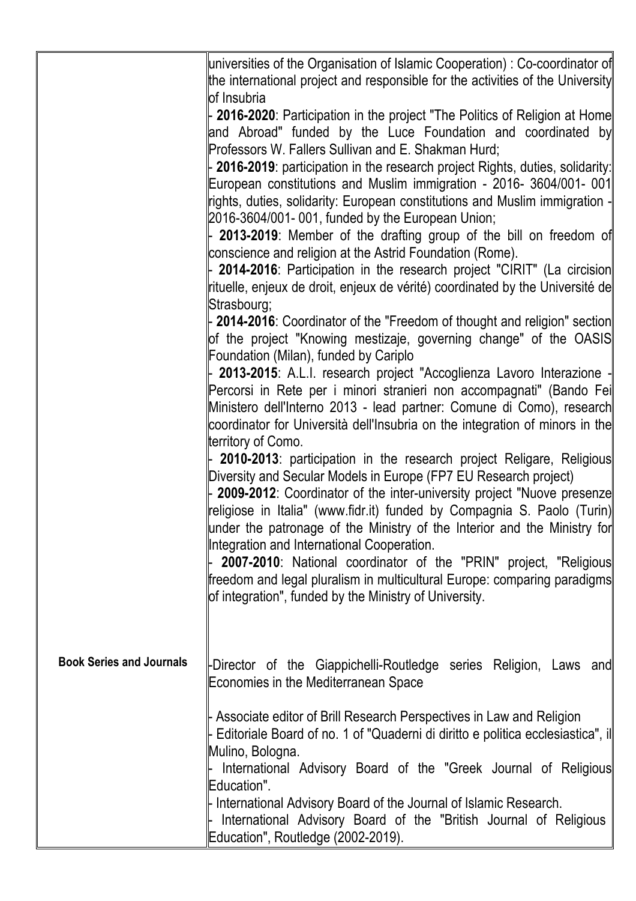| | |
|---|---|
| | universities of the Organisation of Islamic Cooperation) : Co-coordinator of the international project and responsible for the activities of the University of Insubria<br>- **2016-2020**: Participation in the project "The Politics of Religion at Home and Abroad" funded by the Luce Foundation and coordinated by Professors W. Fallers Sullivan and E. Shakman Hurd;<br>- **2016-2019**: participation in the research project Rights, duties, solidarity: European constitutions and Muslim immigration - 2016- 3604/001- 001 rights, duties, solidarity: European constitutions and Muslim immigration - 2016-3604/001- 001, funded by the European Union;<br>- **2013-2019**: Member of the drafting group of the bill on freedom of conscience and religion at the Astrid Foundation (Rome).<br>- **2014-2016**: Participation in the research project "CIRIT" (La circision rituelle, enjeux de droit, enjeux de vérité) coordinated by the Université de Strasbourg;<br>- **2014-2016**: Coordinator of the "Freedom of thought and religion" section of the project "Knowing mestizaje, governing change" of the OASIS Foundation (Milan), funded by Cariplo<br>- **2013-2015**: A.L.I. research project "Accoglienza Lavoro Interazione - Percorsi in Rete per i minori stranieri non accompagnati" (Bando Fei Ministero dell'Interno 2013 - lead partner: Comune di Como), research coordinator for Università dell'Insubria on the integration of minors in the territory of Como.<br>- **2010-2013**: participation in the research project Religare, Religious Diversity and Secular Models in Europe (FP7 EU Research project)<br>- **2009-2012**: Coordinator of the inter-university project "Nuove presenze religiose in Italia" (www.fidr.it) funded by Compagnia S. Paolo (Turin) under the patronage of the Ministry of the Interior and the Ministry for Integration and International Cooperation.<br>- **2007-2010**: National coordinator of the "PRIN" project, "Religious freedom and legal pluralism in multicultural Europe: comparing paradigms of integration", funded by the Ministry of University. |
| **Book Series and Journals** | -Director of the Giappichelli-Routledge series Religion, Laws and Economies in the Mediterranean Space<br><br>- Associate editor of Brill Research Perspectives in Law and Religion<br>- Editoriale Board of no. 1 of "Quaderni di diritto e politica ecclesiastica", il Mulino, Bologna.<br>- International Advisory Board of the "Greek Journal of Religious Education".<br>- International Advisory Board of the Journal of Islamic Research.<br>- International Advisory Board of the "British Journal of Religious Education", Routledge (2002-2019). |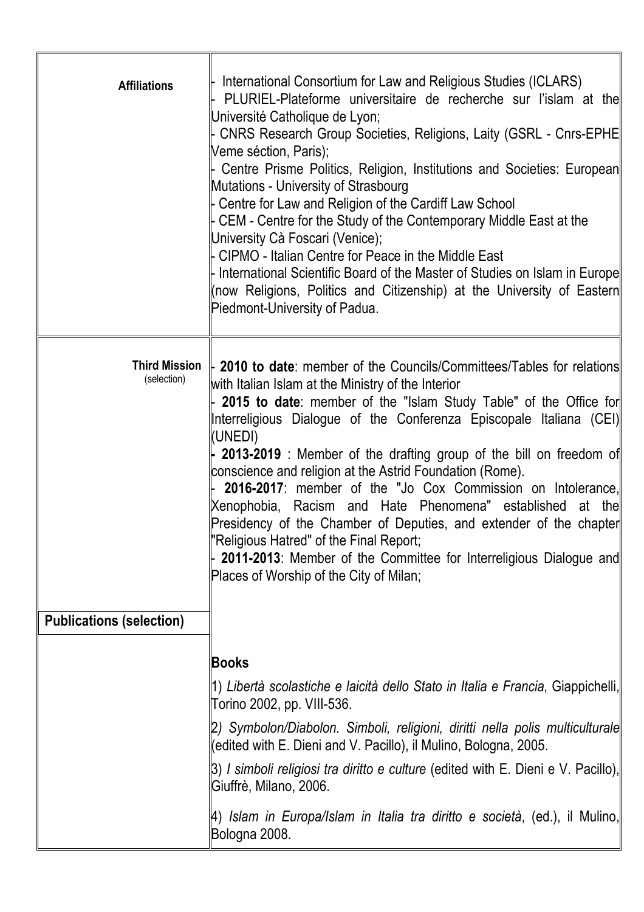| | |
|---|---|
| **Affiliations** | - International Consortium for Law and Religious Studies (ICLARS)<br>- PLURIEL-Plateforme universitaire de recherche sur l'islam at the Université Catholique de Lyon;<br>- CNRS Research Group Societies, Religions, Laity (GSRL - Cnrs-EPHE Veme séction, Paris);<br>- Centre Prisme Politics, Religion, Institutions and Societies: European Mutations - University of Strasbourg<br>- Centre for Law and Religion of the Cardiff Law School<br>- CEM - Centre for the Study of the Contemporary Middle East at the University Cà Foscari (Venice);<br>- CIPMO - Italian Centre for Peace in the Middle East<br>- International Scientific Board of the Master of Studies on Islam in Europe (now Religions, Politics and Citizenship) at the University of Eastern Piedmont-University of Padua. |
| **Third Mission** (selection) | - **2010 to date**: member of the Councils/Committees/Tables for relations with Italian Islam at the Ministry of the Interior<br>- **2015 to date**: member of the "Islam Study Table" of the Office for Interreligious Dialogue of the Conferenza Episcopale Italiana (CEI) (UNEDI)<br>**- 2013-2019** : Member of the drafting group of the bill on freedom of conscience and religion at the Astrid Foundation (Rome).<br>- **2016-2017**: member of the "Jo Cox Commission on Intolerance, Xenophobia, Racism and Hate Phenomena" established at the Presidency of the Chamber of Deputies, and extender of the chapter "Religious Hatred" of the Final Report;<br>- **2011-2013**: Member of the Committee for Interreligious Dialogue and Places of Worship of the City of Milan; |
| **Publications (selection)** | |
| | **Books**<br>1) *Libertà scolastiche e laicità dello Stato in Italia e Francia*, Giappichelli, Torino 2002, pp. VIII-536.<br>2*) Symbolon/Diabolon. Simboli, religioni, diritti nella polis multiculturale* (edited with E. Dieni and V. Pacillo), il Mulino, Bologna, 2005.<br>3) *I simboli religiosi tra diritto e culture* (edited with E. Dieni e V. Pacillo), Giuffrè, Milano, 2006.<br>4) *Islam in Europa/Islam in Italia tra diritto e società*, (ed.), il Mulino, Bologna 2008. |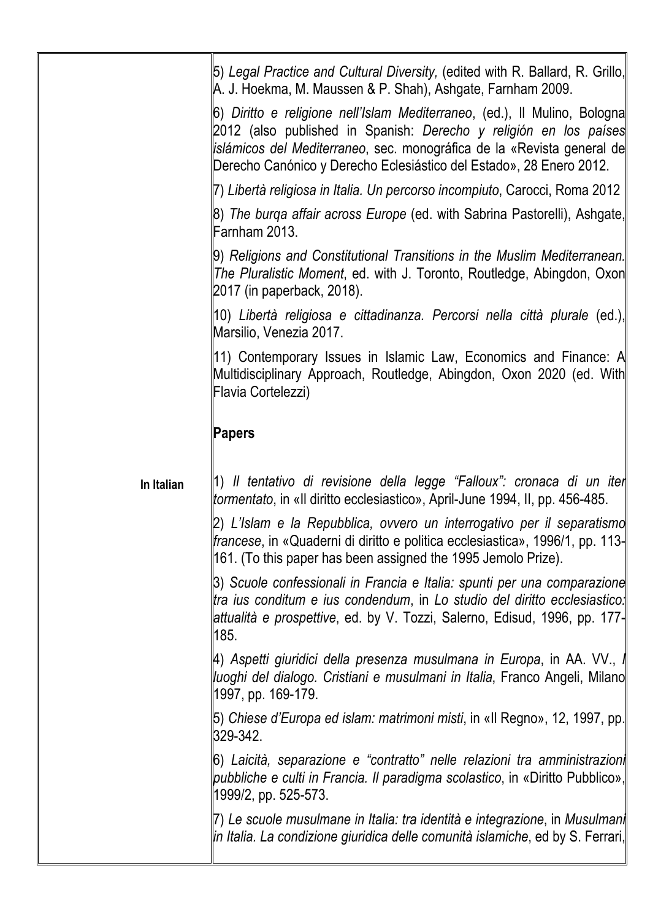5) *Legal Practice and Cultural Diversity,* (edited with R. Ballard, R. Grillo, A. J. Hoekma, M. Maussen & P. Shah), Ashgate, Farnham 2009.

6) *Diritto e religione nell'Islam Mediterraneo*, (ed.), Il Mulino, Bologna 2012 (also published in Spanish: *Derecho y religión en los países islámicos del Mediterraneo*, sec. monográfica de la «Revista general de Derecho Canónico y Derecho Eclesiástico del Estado», 28 Enero 2012.

7) *Libertà religiosa in Italia. Un percorso incompiuto*, Carocci, Roma 2012

8) *The burqa affair across Europe* (ed. with Sabrina Pastorelli), Ashgate, Farnham 2013.

9) *Religions and Constitutional Transitions in the Muslim Mediterranean. The Pluralistic Moment*, ed. with J. Toronto, Routledge, Abingdon, Oxon 2017 (in paperback, 2018).

10) *Libertà religiosa e cittadinanza. Percorsi nella città plurale* (ed.), Marsilio, Venezia 2017.

11) Contemporary Issues in Islamic Law, Economics and Finance: A Multidisciplinary Approach, Routledge, Abingdon, Oxon 2020 (ed. With Flavia Cortelezzi)

## Papers

**In Italian**

1) *Il tentativo di revisione della legge "Falloux": cronaca di un iter tormentato*, in «Il diritto ecclesiastico», April-June 1994, II, pp. 456-485.

2) *L'Islam e la Repubblica, ovvero un interrogativo per il separatismo francese*, in «Quaderni di diritto e politica ecclesiastica», 1996/1, pp. 113-161. (To this paper has been assigned the 1995 Jemolo Prize).

3) *Scuole confessionali in Francia e Italia: spunti per una comparazione tra ius conditum e ius condendum*, in *Lo studio del diritto ecclesiastico: attualità e prospettive*, ed. by V. Tozzi, Salerno, Edisud, 1996, pp. 177-185.

4) *Aspetti giuridici della presenza musulmana in Europa*, in AA. VV., *I luoghi del dialogo. Cristiani e musulmani in Italia*, Franco Angeli, Milano 1997, pp. 169-179.

5) *Chiese d'Europa ed islam: matrimoni misti*, in «Il Regno», 12, 1997, pp. 329-342.

6) *Laicità, separazione e "contratto" nelle relazioni tra amministrazioni pubbliche e culti in Francia. Il paradigma scolastico*, in «Diritto Pubblico», 1999/2, pp. 525-573.

7) *Le scuole musulmane in Italia: tra identità e integrazione*, in *Musulmani in Italia. La condizione giuridica delle comunità islamiche*, ed by S. Ferrari,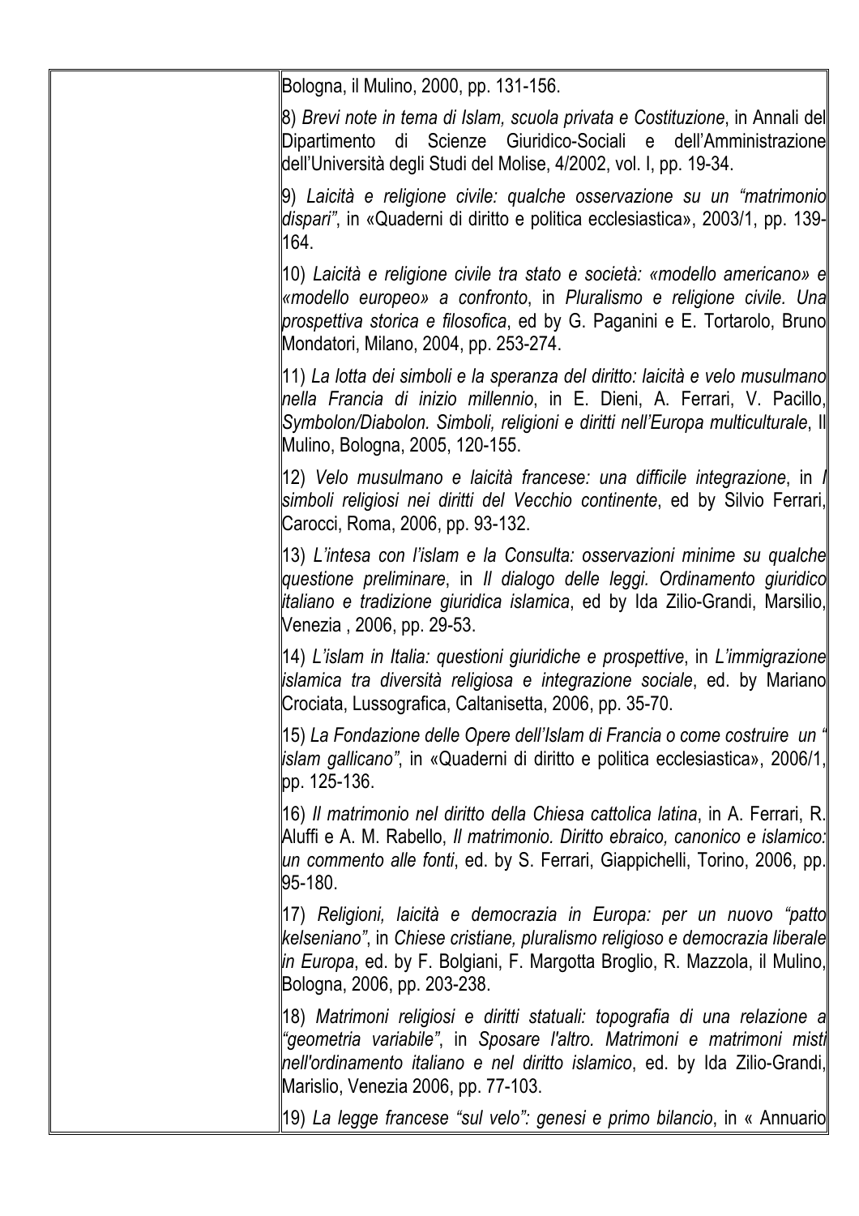Bologna, il Mulino, 2000, pp. 131-156.

8) *Brevi note in tema di Islam, scuola privata e Costituzione*, in Annali del Dipartimento di Scienze Giuridico-Sociali e dell'Amministrazione dell'Università degli Studi del Molise, 4/2002, vol. I, pp. 19-34.

9) *Laicità e religione civile: qualche osservazione su un "matrimonio dispari"*, in «Quaderni di diritto e politica ecclesiastica», 2003/1, pp. 139-164.

10) *Laicità e religione civile tra stato e società: «modello americano» e «modello europeo» a confronto*, in *Pluralismo e religione civile. Una prospettiva storica e filosofica*, ed by G. Paganini e E. Tortarolo, Bruno Mondatori, Milano, 2004, pp. 253-274.

11) *La lotta dei simboli e la speranza del diritto: laicità e velo musulmano nella Francia di inizio millennio*, in E. Dieni, A. Ferrari, V. Pacillo, *Symbolon/Diabolon. Simboli, religioni e diritti nell'Europa multiculturale*, Il Mulino, Bologna, 2005, 120-155.

12) *Velo musulmano e laicità francese: una difficile integrazione*, in *I simboli religiosi nei diritti del Vecchio continente*, ed by Silvio Ferrari, Carocci, Roma, 2006, pp. 93-132.

13) *L'intesa con l'islam e la Consulta: osservazioni minime su qualche questione preliminare*, in *Il dialogo delle leggi. Ordinamento giuridico italiano e tradizione giuridica islamica*, ed by Ida Zilio-Grandi, Marsilio, Venezia , 2006, pp. 29-53.

14) *L'islam in Italia: questioni giuridiche e prospettive*, in *L'immigrazione islamica tra diversità religiosa e integrazione sociale*, ed. by Mariano Crociata, Lussografica, Caltanisetta, 2006, pp. 35-70.

15) *La Fondazione delle Opere dell'Islam di Francia o come costruire un " islam gallicano"*, in «Quaderni di diritto e politica ecclesiastica», 2006/1, pp. 125-136.

16) *Il matrimonio nel diritto della Chiesa cattolica latina*, in A. Ferrari, R. Aluffi e A. M. Rabello, *Il matrimonio. Diritto ebraico, canonico e islamico: un commento alle fonti*, ed. by S. Ferrari, Giappichelli, Torino, 2006, pp. 95-180.

17) *Religioni, laicità e democrazia in Europa: per un nuovo "patto kelseniano"*, in *Chiese cristiane, pluralismo religioso e democrazia liberale in Europa*, ed. by F. Bolgiani, F. Margotta Broglio, R. Mazzola, il Mulino, Bologna, 2006, pp. 203-238.

18) *Matrimoni religiosi e diritti statuali: topografia di una relazione a "geometria variabile"*, in *Sposare l'altro. Matrimoni e matrimoni misti nell'ordinamento italiano e nel diritto islamico*, ed. by Ida Zilio-Grandi, Marislio, Venezia 2006, pp. 77-103.

19) *La legge francese "sul velo": genesi e primo bilancio*, in « Annuario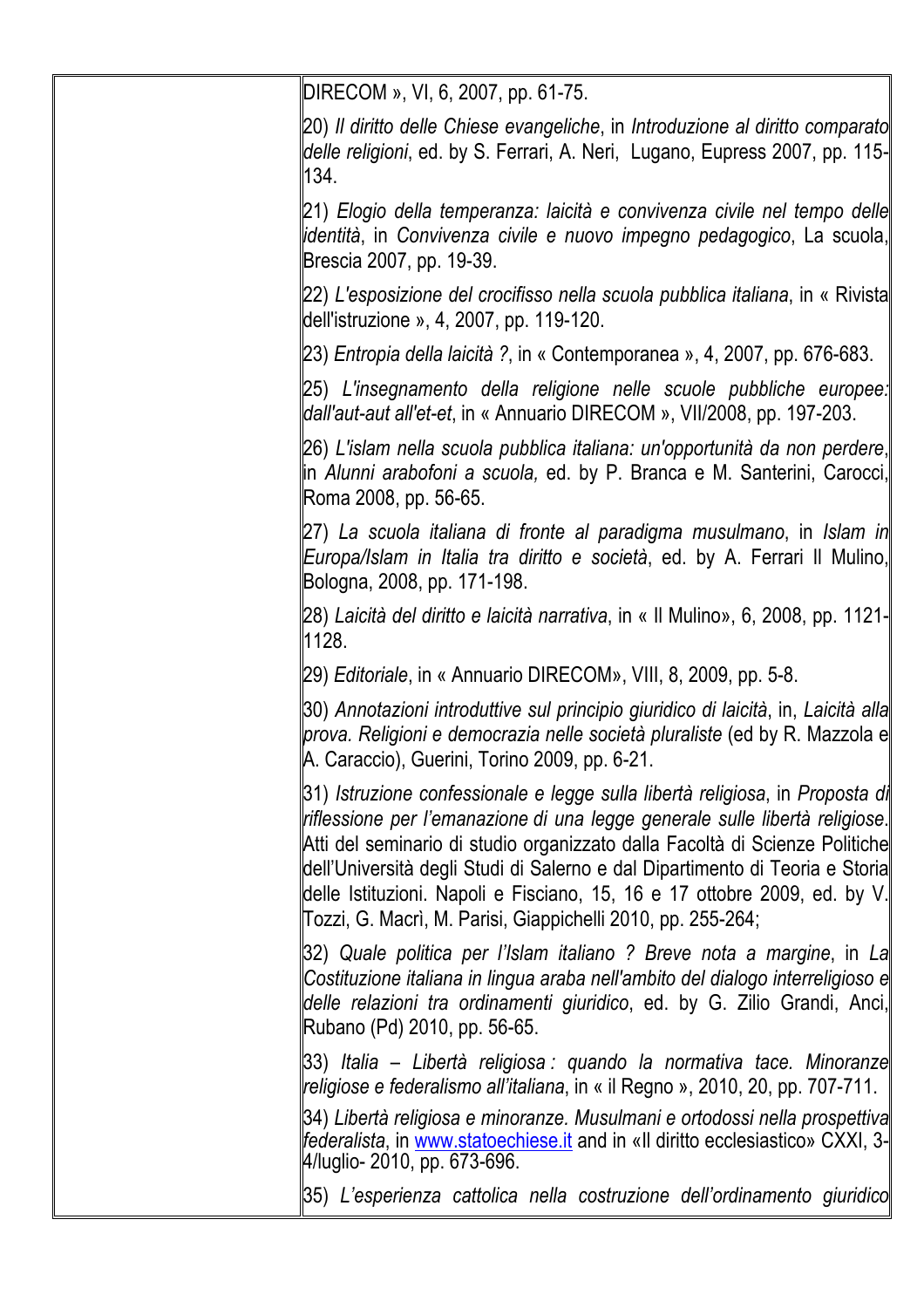DIRECOM », VI, 6, 2007, pp. 61-75.

20) *Il diritto delle Chiese evangeliche*, in *Introduzione al diritto comparato delle religioni*, ed. by S. Ferrari, A. Neri, Lugano, Eupress 2007, pp. 115-134.

21) *Elogio della temperanza: laicità e convivenza civile nel tempo delle identità*, in *Convivenza civile e nuovo impegno pedagogico*, La scuola, Brescia 2007, pp. 19-39.

22) *L'esposizione del crocifisso nella scuola pubblica italiana*, in « Rivista dell'istruzione », 4, 2007, pp. 119-120.

23) *Entropia della laicità ?*, in « Contemporanea », 4, 2007, pp. 676-683.

25) *L'insegnamento della religione nelle scuole pubbliche europee: dall'aut-aut all'et-et*, in « Annuario DIRECOM », VII/2008, pp. 197-203.

26) *L'islam nella scuola pubblica italiana: un'opportunità da non perdere*, in *Alunni arabofoni a scuola,* ed. by P. Branca e M. Santerini, Carocci, Roma 2008, pp. 56-65.

27) *La scuola italiana di fronte al paradigma musulmano*, in *Islam in Europa/Islam in Italia tra diritto e società*, ed. by A. Ferrari Il Mulino, Bologna, 2008, pp. 171-198.

28) *Laicità del diritto e laicità narrativa*, in « Il Mulino», 6, 2008, pp. 1121-1128.

29) *Editoriale*, in « Annuario DIRECOM», VIII, 8, 2009, pp. 5-8.

30) *Annotazioni introduttive sul principio giuridico di laicità*, in, *Laicità alla prova. Religioni e democrazia nelle società pluraliste* (ed by R. Mazzola e A. Caraccio), Guerini, Torino 2009, pp. 6-21.

31) *Istruzione confessionale e legge sulla libertà religiosa*, in *Proposta di riflessione per l'emanazione di una legge generale sulle libertà religiose*. Atti del seminario di studio organizzato dalla Facoltà di Scienze Politiche dell'Università degli Studi di Salerno e dal Dipartimento di Teoria e Storia delle Istituzioni. Napoli e Fisciano, 15, 16 e 17 ottobre 2009, ed. by V. Tozzi, G. Macrì, M. Parisi, Giappichelli 2010, pp. 255-264;

32) *Quale politica per l'Islam italiano ? Breve nota a margine*, in *La Costituzione italiana in lingua araba nell'ambito del dialogo interreligioso e delle relazioni tra ordinamenti giuridico*, ed. by G. Zilio Grandi, Anci, Rubano (Pd) 2010, pp. 56-65.

33) *Italia – Libertà religiosa : quando la normativa tace. Minoranze religiose e federalismo all'italiana*, in « il Regno », 2010, 20, pp. 707-711.

34) *Libertà religiosa e minoranze. Musulmani e ortodossi nella prospettiva federalista*, in www.statoechiese.it and in «Il diritto ecclesiastico» CXXI, 3-4/luglio- 2010, pp. 673-696.

35) *L'esperienza cattolica nella costruzione dell'ordinamento giuridico*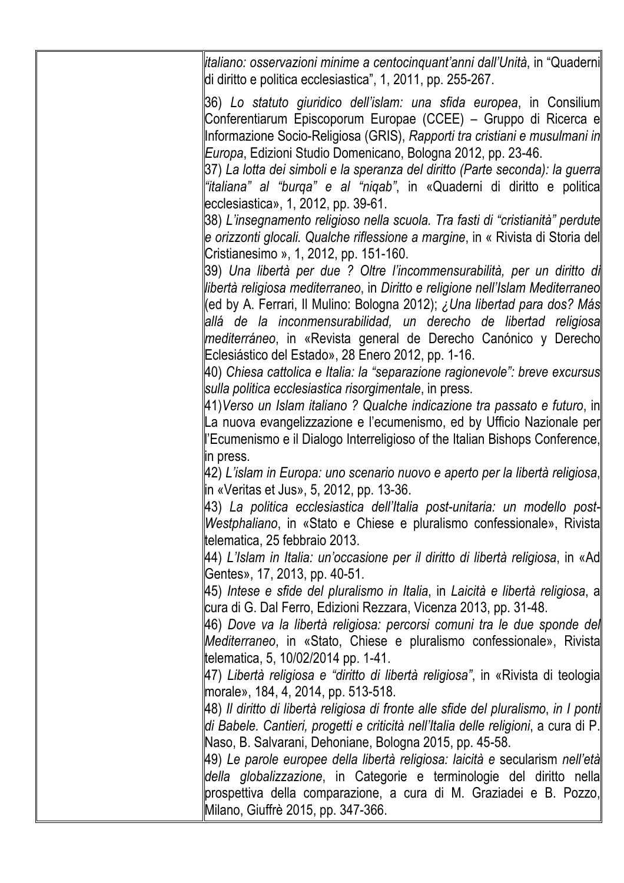*italiano: osservazioni minime a centocinquant'anni dall'Unità*, in "Quaderni di diritto e politica ecclesiastica", 1, 2011, pp. 255-267.

36) *Lo statuto giuridico dell'islam: una sfida europea*, in Consilium Conferentiarum Episcoporum Europae (CCEE) – Gruppo di Ricerca e Informazione Socio-Religiosa (GRIS), *Rapporti tra cristiani e musulmani in Europa*, Edizioni Studio Domenicano, Bologna 2012, pp. 23-46.

37) *La lotta dei simboli e la speranza del diritto (Parte seconda): la guerra "italiana" al "burqa" e al "niqab"*, in «Quaderni di diritto e politica ecclesiastica», 1, 2012, pp. 39-61.

38) *L'insegnamento religioso nella scuola. Tra fasti di "cristianità" perdute e orizzonti glocali. Qualche riflessione a margine*, in « Rivista di Storia del Cristianesimo », 1, 2012, pp. 151-160.

39) *Una libertà per due ? Oltre l'incommensurabilità, per un diritto di libertà religiosa mediterraneo*, in *Diritto e religione nell'Islam Mediterraneo* (ed by A. Ferrari, Il Mulino: Bologna 2012); *¿Una libertad para dos? Más allá de la inconmensurabilidad, un derecho de libertad religiosa mediterráneo*, in «Revista general de Derecho Canónico y Derecho Eclesiástico del Estado», 28 Enero 2012, pp. 1-16.

40) *Chiesa cattolica e Italia: la "separazione ragionevole": breve excursus sulla politica ecclesiastica risorgimentale*, in press.

41) *Verso un Islam italiano ? Qualche indicazione tra passato e futuro*, in La nuova evangelizzazione e l'ecumenismo, ed by Ufficio Nazionale per l'Ecumenismo e il Dialogo Interreligioso of the Italian Bishops Conference, in press.

42) *L'islam in Europa: uno scenario nuovo e aperto per la libertà religiosa*, in «Veritas et Jus», 5, 2012, pp. 13-36.

43) *La politica ecclesiastica dell'Italia post-unitaria: un modello post-Westphaliano*, in «Stato e Chiese e pluralismo confessionale», Rivista telematica, 25 febbraio 2013.

44) *L'Islam in Italia: un'occasione per il diritto di libertà religiosa*, in «Ad Gentes», 17, 2013, pp. 40-51.

45) *Intese e sfide del pluralismo in Italia*, in *Laicità e libertà religiosa*, a cura di G. Dal Ferro, Edizioni Rezzara, Vicenza 2013, pp. 31-48.

46) *Dove va la libertà religiosa: percorsi comuni tra le due sponde del Mediterraneo*, in «Stato, Chiese e pluralismo confessionale», Rivista telematica, 5, 10/02/2014 pp. 1-41.

47) *Libertà religiosa e "diritto di libertà religiosa"*, in «Rivista di teologia morale», 184, 4, 2014, pp. 513-518.

48) *Il diritto di libertà religiosa di fronte alle sfide del pluralismo*, in *I ponti di Babele. Cantieri, progetti e criticità nell'Italia delle religioni*, a cura di P. Naso, B. Salvarani, Dehoniane, Bologna 2015, pp. 45-58.

49) *Le parole europee della libertà religiosa: laicità e* secularism *nell'età della globalizzazione*, in Categorie e terminologie del diritto nella prospettiva della comparazione, a cura di M. Graziadei e B. Pozzo, Milano, Giuffrè 2015, pp. 347-366.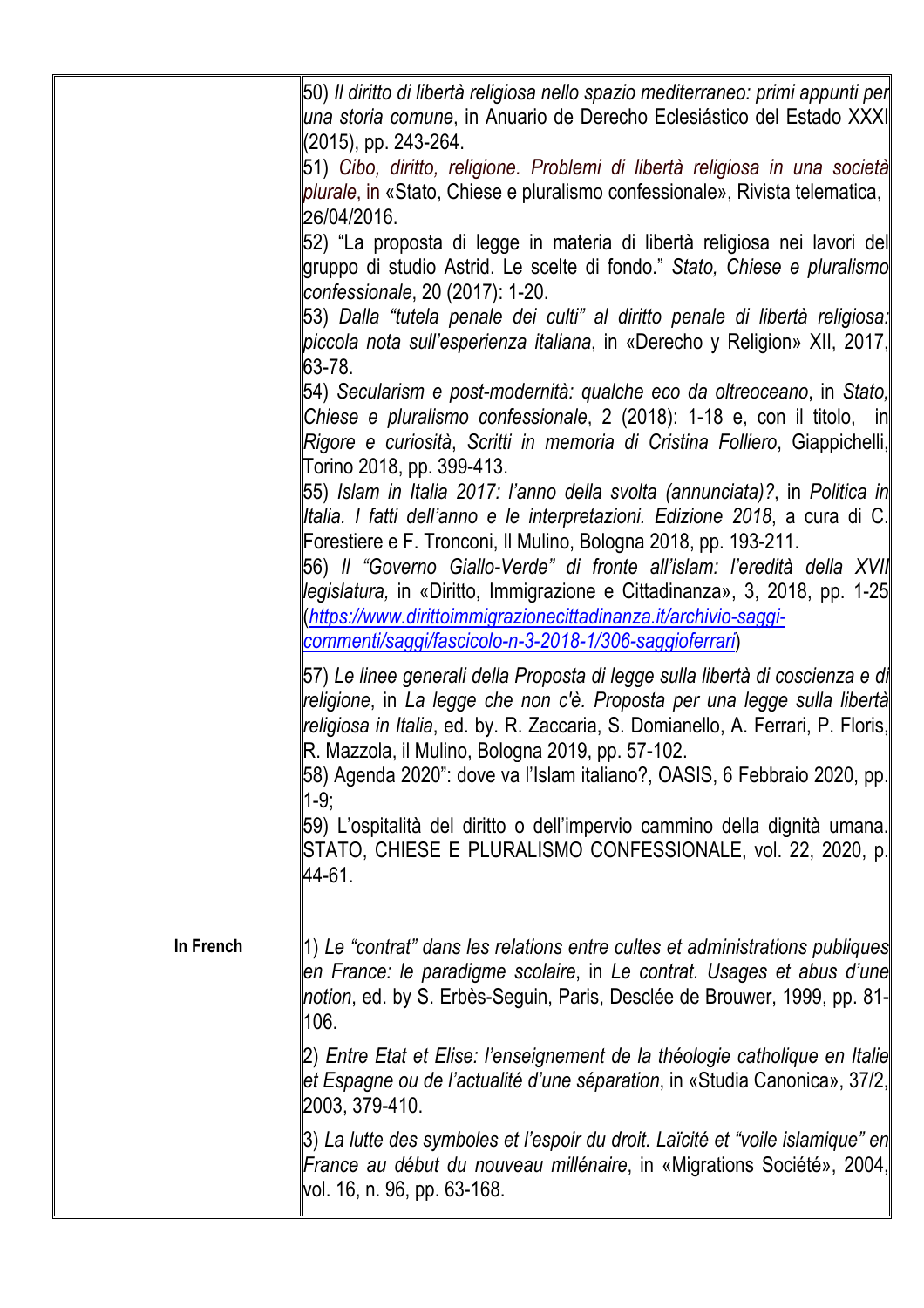| | |
|---|---|
| | 50) *Il diritto di libertà religiosa nello spazio mediterraneo: primi appunti per una storia comune*, in Anuario de Derecho Eclesiástico del Estado XXXI (2015), pp. 243-264.<br>51) *Cibo, diritto, religione. Problemi di libertà religiosa in una società plurale*, in «Stato, Chiese e pluralismo confessionale», Rivista telematica, 26/04/2016.<br>52) "La proposta di legge in materia di libertà religiosa nei lavori del gruppo di studio Astrid. Le scelte di fondo." *Stato, Chiese e pluralismo confessionale*, 20 (2017): 1-20.<br>53) *Dalla "tutela penale dei culti" al diritto penale di libertà religiosa: piccola nota sull'esperienza italiana*, in «Derecho y Religion» XII, 2017, 63-78.<br>54) *Secularism e post-modernità: qualche eco da oltreoceano*, in *Stato, Chiese e pluralismo confessionale*, 2 (2018): 1-18 e, con il titolo, in *Rigore e curiosità*, *Scritti in memoria di Cristina Folliero*, Giappichelli, Torino 2018, pp. 399-413.<br>55) *Islam in Italia 2017: l'anno della svolta (annunciata)?*, in *Politica in Italia. I fatti dell'anno e le interpretazioni. Edizione 2018*, a cura di C. Forestiere e F. Tronconi, Il Mulino, Bologna 2018, pp. 193-211.<br>56) *Il "Governo Giallo-Verde" di fronte all'islam: l'eredità della XVII legislatura,* in «Diritto, Immigrazione e Cittadinanza», 3, 2018, pp. 1-25 (https://www.dirittoimmigrazionecittadinanza.it/archivio-saggi-commenti/saggi/fascicolo-n-3-2018-1/306-saggioferrari)<br>57) *Le linee generali della Proposta di legge sulla libertà di coscienza e di religione*, in *La legge che non c'è. Proposta per una legge sulla libertà religiosa in Italia*, ed. by. R. Zaccaria, S. Domianello, A. Ferrari, P. Floris, R. Mazzola, il Mulino, Bologna 2019, pp. 57-102.<br>58) Agenda 2020": dove va l'Islam italiano?, OASIS, 6 Febbraio 2020, pp. 1-9;<br>59) L'ospitalità del diritto o dell'impervio cammino della dignità umana. STATO, CHIESE E PLURALISMO CONFESSIONALE, vol. 22, 2020, p. 44-61. |
| **In French** | 1) *Le "contrat" dans les relations entre cultes et administrations publiques en France: le paradigme scolaire*, in *Le contrat. Usages et abus d'une notion*, ed. by S. Erbès-Seguin, Paris, Desclée de Brouwer, 1999, pp. 81-106.<br>2) *Entre Etat et Elise: l'enseignement de la théologie catholique en Italie et Espagne ou de l'actualité d'une séparation*, in «Studia Canonica», 37/2, 2003, 379-410.<br>3) *La lutte des symboles et l'espoir du droit. Laïcité et "voile islamique" en France au début du nouveau millénaire*, in «Migrations Société», 2004, vol. 16, n. 96, pp. 63-168. |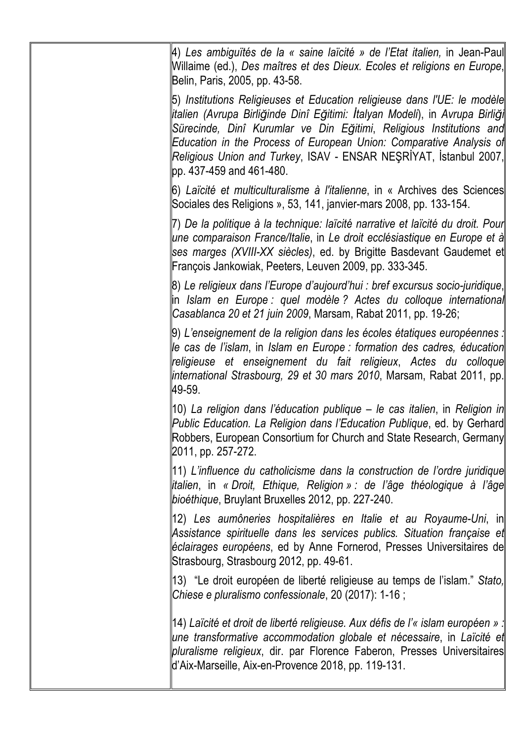4) *Les ambiguïtés de la « saine laïcité » de l'Etat italien,* in Jean-Paul Willaime (ed.), *Des maîtres et des Dieux. Ecoles et religions en Europe*, Belin, Paris, 2005, pp. 43-58.

5) *Institutions Religieuses et Education religieuse dans l'UE: le modèle italien (Avrupa Birliğinde Dinî Eğitimi: İtalyan Modeli)*, in *Avrupa Birliği Sürecinde, Dinî Kurumlar ve Din Eğitimi*, *Religious Institutions and Education in the Process of European Union: Comparative Analysis of Religious Union and Turkey*, ISAV - ENSAR NEŞRİYAT, İstanbul 2007, pp. 437-459 and 461-480.

6) *Laïcité et multiculturalisme à l'italienne*, in « Archives des Sciences Sociales des Religions », 53, 141, janvier-mars 2008, pp. 133-154.

7) *De la politique à la technique: laïcité narrative et laïcité du droit. Pour une comparaison France/Italie*, in *Le droit ecclésiastique en Europe et à ses marges (XVIII-XX siècles)*, ed. by Brigitte Basdevant Gaudemet et François Jankowiak, Peeters, Leuven 2009, pp. 333-345.

8) *Le religieux dans l'Europe d'aujourd'hui : bref excursus socio-juridique*, in *Islam en Europe : quel modèle ? Actes du colloque international Casablanca 20 et 21 juin 2009*, Marsam, Rabat 2011, pp. 19-26;

9) *L'enseignement de la religion dans les écoles étatiques européennes : le cas de l'islam*, in *Islam en Europe : formation des cadres, éducation religieuse et enseignement du fait religieux*, *Actes du colloque international Strasbourg, 29 et 30 mars 2010*, Marsam, Rabat 2011, pp. 49-59.

10) *La religion dans l'éducation publique – le cas italien*, in *Religion in Public Education. La Religion dans l'Education Publique*, ed. by Gerhard Robbers, European Consortium for Church and State Research, Germany 2011, pp. 257-272.

11) *L'influence du catholicisme dans la construction de l'ordre juridique italien*, in *« Droit, Ethique, Religion » : de l'âge théologique à l'âge bioéthique*, Bruylant Bruxelles 2012, pp. 227-240.

12) *Les aumôneries hospitalières en Italie et au Royaume-Uni*, in *Assistance spirituelle dans les services publics. Situation française et éclairages européens*, ed by Anne Fornerod, Presses Universitaires de Strasbourg, Strasbourg 2012, pp. 49-61.

13) "Le droit européen de liberté religieuse au temps de l'islam." *Stato, Chiese e pluralismo confessionale*, 20 (2017): 1-16 ;

14) *Laïcité et droit de liberté religieuse. Aux défis de l'« islam européen » : une transformative accommodation globale et nécessaire*, in *Laïcité et pluralisme religieux*, dir. par Florence Faberon, Presses Universitaires d'Aix-Marseille, Aix-en-Provence 2018, pp. 119-131.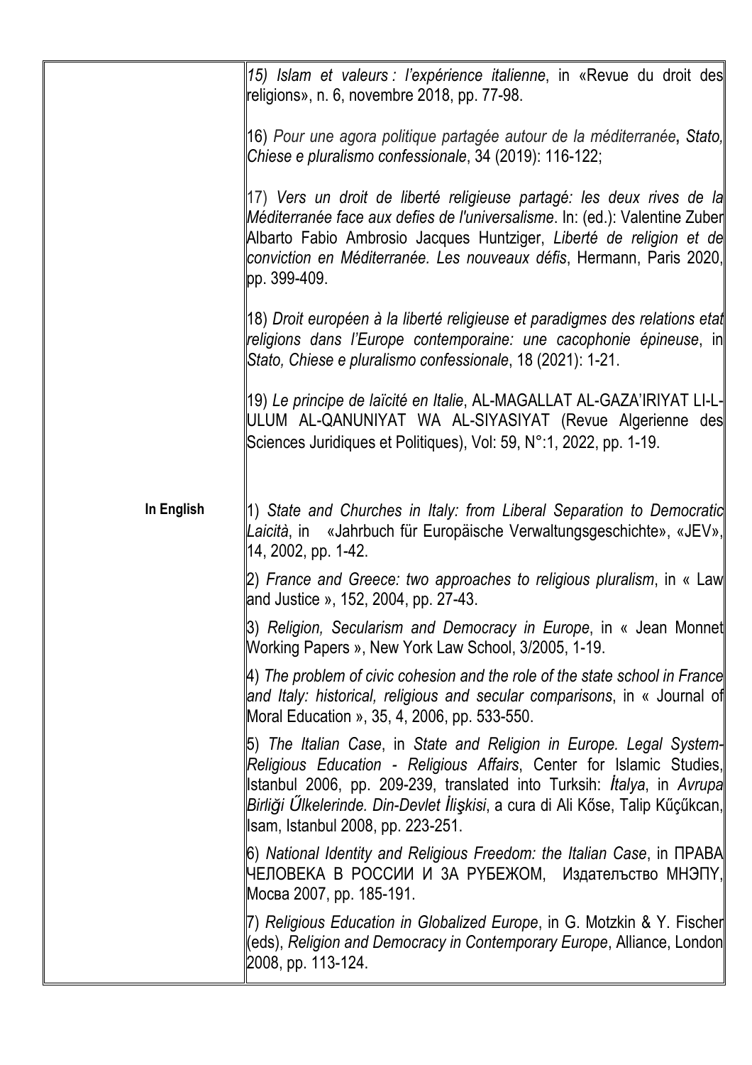| | |
|---|---|
| | *15) Islam et valeurs : l'expérience italienne*, in «Revue du droit des religions», n. 6, novembre 2018, pp. 77-98. |
| | 16) *Pour une agora politique partagée autour de la méditerranée*, *Stato, Chiese e pluralismo confessionale*, 34 (2019): 116-122; |
| | 17) *Vers un droit de liberté religieuse partagé: les deux rives de la Méditerranée face aux defies de l'universalisme*. In: (ed.): Valentine Zuber Albarto Fabio Ambrosio Jacques Huntziger, *Liberté de religion et de conviction en Méditerranée. Les nouveaux défis*, Hermann, Paris 2020, pp. 399-409. |
| | 18) *Droit européen à la liberté religieuse et paradigmes des relations etat religions dans l'Europe contemporaine: une cacophonie épineuse*, in *Stato, Chiese e pluralismo confessionale*, 18 (2021): 1-21. |
| | 19) *Le principe de laïcité en Italie*, AL-MAGALLAT AL-GAZA'IRIYAT LI-L-ULUM AL-QANUNIYAT WA AL-SIYASIYAT (Revue Algerienne des Sciences Juridiques et Politiques), Vol: 59, N°:1, 2022, pp. 1-19. |
| **In English** | 1) *State and Churches in Italy: from Liberal Separation to Democratic Laicità*, in «Jahrbuch für Europäische Verwaltungsgeschichte», «JEV», 14, 2002, pp. 1-42. |
| | 2) *France and Greece: two approaches to religious pluralism*, in « Law and Justice », 152, 2004, pp. 27-43. |
| | 3) *Religion, Secularism and Democracy in Europe*, in « Jean Monnet Working Papers », New York Law School, 3/2005, 1-19. |
| | 4) *The problem of civic cohesion and the role of the state school in France and Italy: historical, religious and secular comparisons*, in « Journal of Moral Education », 35, 4, 2006, pp. 533-550. |
| | 5) *The Italian Case*, in *State and Religion in Europe. Legal System-Religious Education - Religious Affairs*, Center for Islamic Studies, Istanbul 2006, pp. 209-239, translated into Turksih: *İtalya*, in *Avrupa Birliği Űlkelerinde. Din-Devlet İlişkisi*, a cura di Ali Kőse, Talip Kűçűkcan, Isam, Istanbul 2008, pp. 223-251. |
| | 6) *National Identity and Religious Freedom: the Italian Case*, in ПРАВА ЧЕЛОВЕКА В РОССИИ И ЗА РУБЕЖОМ, Издателъство МНЭПУ, Мосва 2007, pp. 185-191. |
| | 7) *Religious Education in Globalized Europe*, in G. Motzkin & Y. Fischer (eds), *Religion and Democracy in Contemporary Europe*, Alliance, London 2008, pp. 113-124. |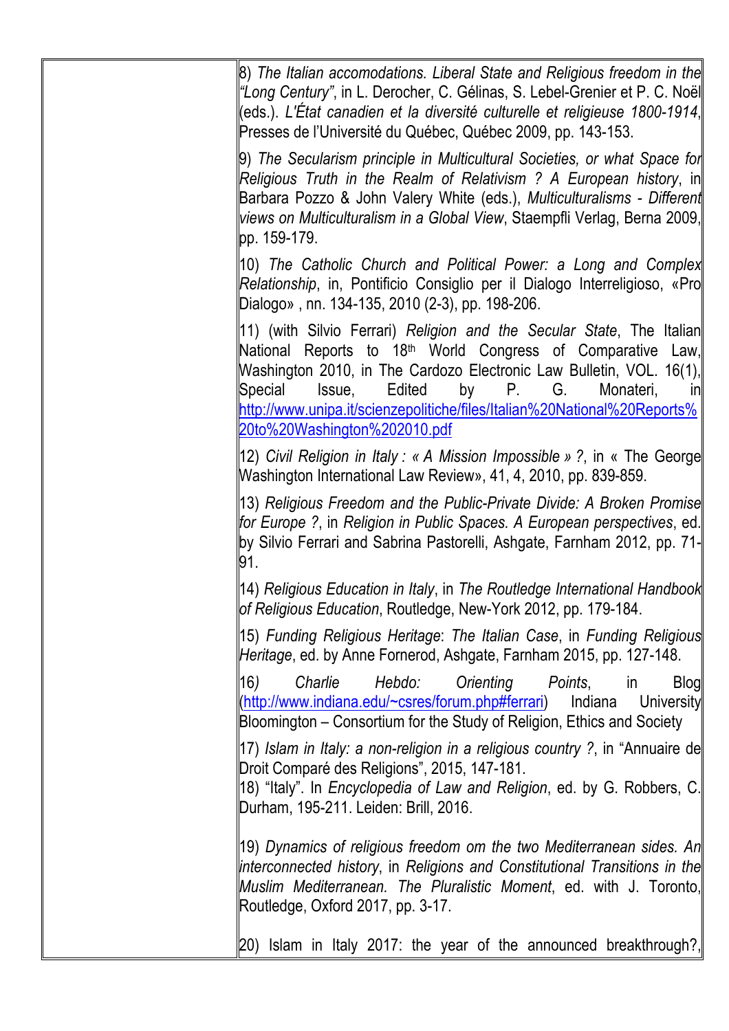8) *The Italian accomodations. Liberal State and Religious freedom in the "Long Century"*, in L. Derocher, C. Gélinas, S. Lebel-Grenier et P. C. Noël (eds.). *L'État canadien et la diversité culturelle et religieuse 1800-1914*, Presses de l'Université du Québec, Québec 2009, pp. 143-153.

9) *The Secularism principle in Multicultural Societies, or what Space for Religious Truth in the Realm of Relativism ? A European history*, in Barbara Pozzo & John Valery White (eds.), *Multiculturalisms - Different views on Multiculturalism in a Global View*, Staempfli Verlag, Berna 2009, pp. 159-179.

10) *The Catholic Church and Political Power: a Long and Complex Relationship*, in, Pontificio Consiglio per il Dialogo Interreligioso, «Pro Dialogo» , nn. 134-135, 2010 (2-3), pp. 198-206.

11) (with Silvio Ferrari) *Religion and the Secular State*, The Italian National Reports to 18th World Congress of Comparative Law, Washington 2010, in The Cardozo Electronic Law Bulletin, VOL. 16(1), Special Issue, Edited by P. G. Monateri, in http://www.unipa.it/scienzepolitiche/files/Italian%20National%20Reports%20to%20Washington%202010.pdf

12) *Civil Religion in Italy : « A Mission Impossible » ?*, in « The George Washington International Law Review», 41, 4, 2010, pp. 839-859.

13) *Religious Freedom and the Public-Private Divide: A Broken Promise for Europe ?*, in *Religion in Public Spaces. A European perspectives*, ed. by Silvio Ferrari and Sabrina Pastorelli, Ashgate, Farnham 2012, pp. 71-91.

14) *Religious Education in Italy*, in *The Routledge International Handbook of Religious Education*, Routledge, New-York 2012, pp. 179-184.

15) *Funding Religious Heritage*: *The Italian Case*, in *Funding Religious Heritage*, ed. by Anne Fornerod, Ashgate, Farnham 2015, pp. 127-148.

16) *Charlie Hebdo: Orienting Points*, in Blog (http://www.indiana.edu/~csres/forum.php#ferrari) Indiana University Bloomington – Consortium for the Study of Religion, Ethics and Society

17) *Islam in Italy: a non-religion in a religious country ?*, in "Annuaire de Droit Comparé des Religions", 2015, 147-181.
18) "Italy". In *Encyclopedia of Law and Religion*, ed. by G. Robbers, C. Durham, 195-211. Leiden: Brill, 2016.

19) *Dynamics of religious freedom om the two Mediterranean sides. An interconnected history*, in *Religions and Constitutional Transitions in the Muslim Mediterranean. The Pluralistic Moment*, ed. with J. Toronto, Routledge, Oxford 2017, pp. 3-17.

20) Islam in Italy 2017: the year of the announced breakthrough?,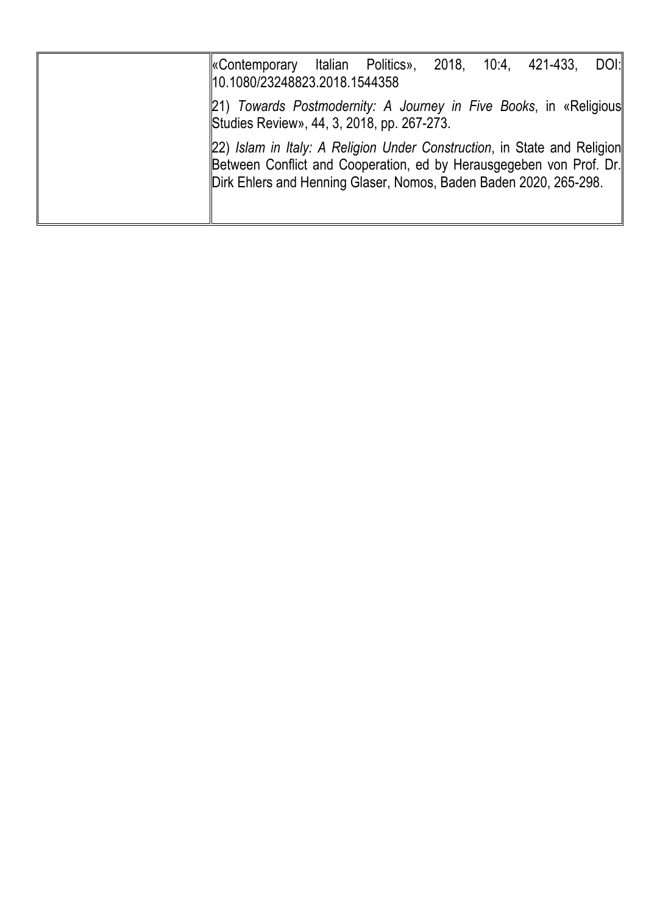| | |
|---|---|
| | «Contemporary Italian Politics», 2018, 10:4, 421-433, DOI: 10.1080/23248823.2018.1544358<br><br>21) *Towards Postmodernity: A Journey in Five Books*, in «Religious Studies Review», 44, 3, 2018, pp. 267-273.<br><br>22) *Islam in Italy: A Religion Under Construction*, in State and Religion Between Conflict and Cooperation, ed by Herausgegeben von Prof. Dr. Dirk Ehlers and Henning Glaser, Nomos, Baden Baden 2020, 265-298. |